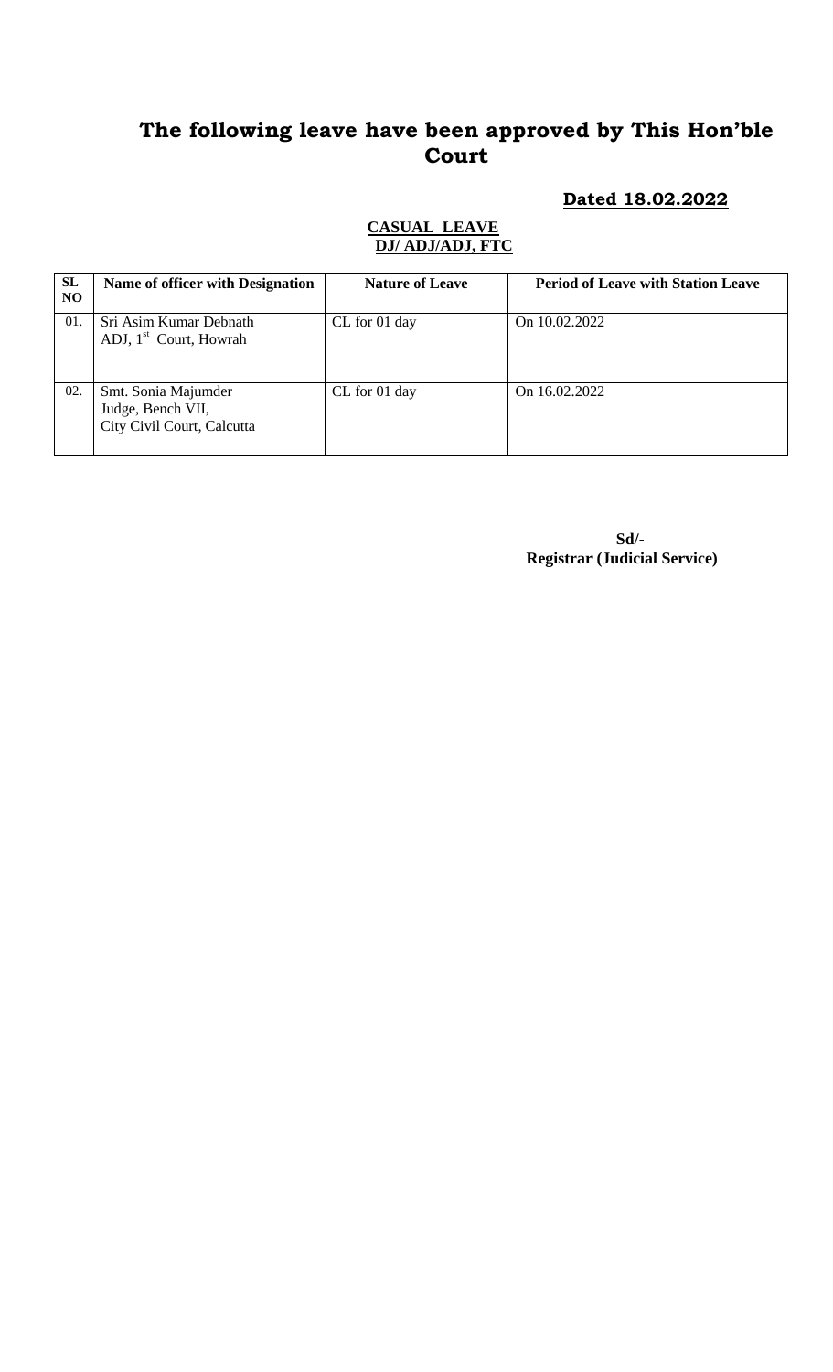# The following leave have been approved by This Hon'ble Court

**Dated 18.02.2022**

**CASUAL LEAVE**
**DJ/ ADJ/ADJ, FTC**

| SL NO | Name of officer with Designation | Nature of Leave | Period of Leave with Station Leave |
|---|---|---|---|
| 01. | Sri Asim Kumar Debnath<br>ADJ, 1st Court, Howrah | CL for 01 day | On 10.02.2022 |
| 02. | Smt. Sonia Majumder<br>Judge, Bench VII,<br>City Civil Court, Calcutta | CL for 01 day | On 16.02.2022 |

**Sd/-**
**Registrar (Judicial Service)**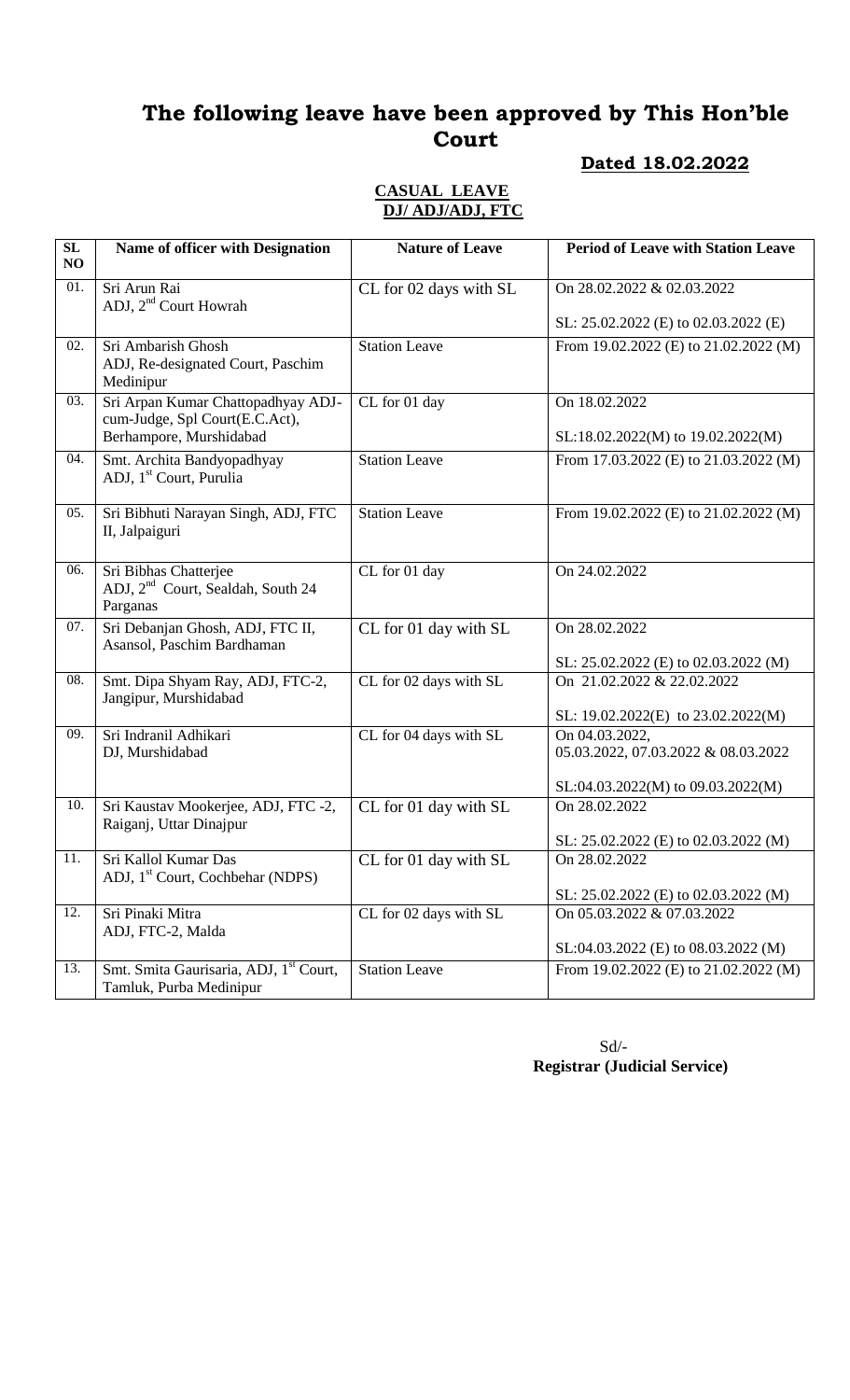# The following leave have been approved by This Hon'ble Court

**Dated 18.02.2022**

**CASUAL LEAVE**
**DJ/ ADJ/ADJ, FTC**

| SL NO | Name of officer with Designation | Nature of Leave | Period of Leave with Station Leave |
|---|---|---|---|
| 01. | Sri Arun Rai<br>ADJ, 2nd Court Howrah | CL for 02 days with SL | On 28.02.2022 & 02.03.2022<br><br>SL: 25.02.2022 (E) to 02.03.2022 (E) |
| 02. | Sri Ambarish Ghosh<br>ADJ, Re-designated Court, Paschim Medinipur | Station Leave | From 19.02.2022 (E) to 21.02.2022 (M) |
| 03. | Sri Arpan Kumar Chattopadhyay ADJ-cum-Judge, Spl Court(E.C.Act), Berhampore, Murshidabad | CL for 01 day | On 18.02.2022<br><br>SL:18.02.2022(M) to 19.02.2022(M) |
| 04. | Smt. Archita Bandyopadhyay<br>ADJ, 1st Court, Purulia | Station Leave | From 17.03.2022 (E) to 21.03.2022 (M) |
| 05. | Sri Bibhuti Narayan Singh, ADJ, FTC II, Jalpaiguri | Station Leave | From 19.02.2022 (E) to 21.02.2022 (M) |
| 06. | Sri Bibhas Chatterjee<br>ADJ, 2nd Court, Sealdah, South 24 Parganas | CL for 01 day | On 24.02.2022 |
| 07. | Sri Debanjan Ghosh, ADJ, FTC II, Asansol, Paschim Bardhaman | CL for 01 day with SL | On 28.02.2022<br><br>SL: 25.02.2022 (E) to 02.03.2022 (M) |
| 08. | Smt. Dipa Shyam Ray, ADJ, FTC-2, Jangipur, Murshidabad | CL for 02 days with SL | On 21.02.2022 & 22.02.2022<br><br>SL: 19.02.2022(E) to 23.02.2022(M) |
| 09. | Sri Indranil Adhikari<br>DJ, Murshidabad | CL for 04 days with SL | On 04.03.2022, 05.03.2022, 07.03.2022 & 08.03.2022<br><br>SL:04.03.2022(M) to 09.03.2022(M) |
| 10. | Sri Kaustav Mookerjee, ADJ, FTC -2, Raiganj, Uttar Dinajpur | CL for 01 day with SL | On 28.02.2022<br><br>SL: 25.02.2022 (E) to 02.03.2022 (M) |
| 11. | Sri Kallol Kumar Das<br>ADJ, 1st Court, Cochbehar (NDPS) | CL for 01 day with SL | On 28.02.2022<br><br>SL: 25.02.2022 (E) to 02.03.2022 (M) |
| 12. | Sri Pinaki Mitra<br>ADJ, FTC-2, Malda | CL for 02 days with SL | On 05.03.2022 & 07.03.2022<br><br>SL:04.03.2022 (E) to 08.03.2022 (M) |
| 13. | Smt. Smita Gaurisaria, ADJ, 1st Court, Tamluk, Purba Medinipur | Station Leave | From 19.02.2022 (E) to 21.02.2022 (M) |

Sd/-
**Registrar (Judicial Service)**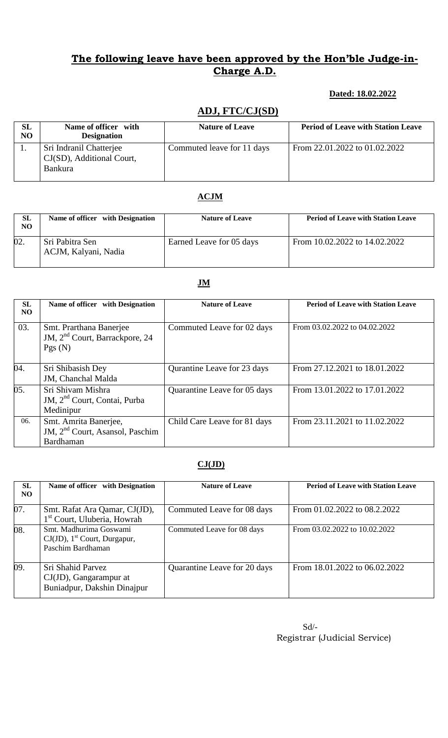## **The following leave have been approved by the Hon'ble Judge-in-Charge A.D.**

**Dated: 18.02.2022**

### **ADJ, FTC/CJ(SD)**

| SL NO | Name of officer with Designation | Nature of Leave | Period of Leave with Station Leave |
|---|---|---|---|
| 1. | Sri Indranil Chatterjee CJ(SD), Additional Court, Bankura | Commuted leave for 11 days | From 22.01.2022 to 01.02.2022 |

### **ACJM**

| SL NO | Name of officer with Designation | Nature of Leave | Period of Leave with Station Leave |
|---|---|---|---|
| 02. | Sri Pabitra Sen ACJM, Kalyani, Nadia | Earned Leave for 05 days | From 10.02.2022 to 14.02.2022 |

### **JM**

| SL NO | Name of officer with Designation | Nature of Leave | Period of Leave with Station Leave |
|---|---|---|---|
| 03. | Smt. Prarthana Banerjee JM, 2nd Court, Barrackpore, 24 Pgs (N) | Commuted Leave for 02 days | From 03.02.2022 to 04.02.2022 |
| 04. | Sri Shibasish Dey JM, Chanchal Malda | Qurantine Leave for 23 days | From 27.12.2021 to 18.01.2022 |
| 05. | Sri Shivam Mishra JM, 2nd Court, Contai, Purba Medinipur | Quarantine Leave for 05 days | From 13.01.2022 to 17.01.2022 |
| 06. | Smt. Amrita Banerjee, JM, 2nd Court, Asansol, Paschim Bardhaman | Child Care Leave for 81 days | From 23.11.2021 to 11.02.2022 |

### **CJ(JD)**

| SL NO | Name of officer with Designation | Nature of Leave | Period of Leave with Station Leave |
|---|---|---|---|
| 07. | Smt. Rafat Ara Qamar, CJ(JD), 1st Court, Uluberia, Howrah | Commuted Leave for 08 days | From 01.02.2022 to 08.2.2022 |
| 08. | Smt. Madhurima Goswami CJ(JD), 1st Court, Durgapur, Paschim Bardhaman | Commuted Leave for 08 days | From 03.02.2022 to 10.02.2022 |
| 09. | Sri Shahid Parvez CJ(JD), Gangarampur at Buniadpur, Dakshin Dinajpur | Quarantine Leave for 20 days | From 18.01.2022 to 06.02.2022 |

Sd/-
Registrar (Judicial Service)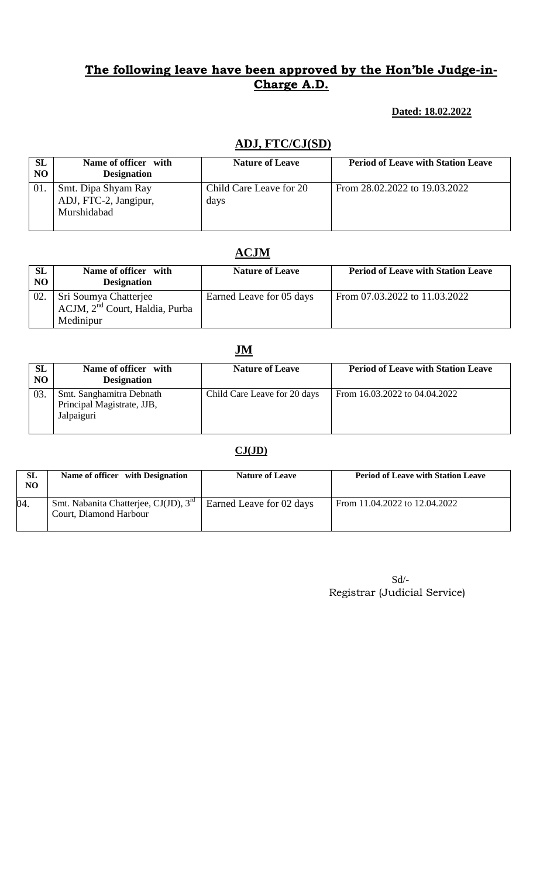## The following leave have been approved by the Hon'ble Judge-in-Charge A.D.

**Dated: 18.02.2022**

### ADJ, FTC/CJ(SD)

| SL NO | Name of officer with Designation | Nature of Leave | Period of Leave with Station Leave |
|---|---|---|---|
| 01. | Smt. Dipa Shyam Ray ADJ, FTC-2, Jangipur, Murshidabad | Child Care Leave for 20 days | From 28.02.2022 to 19.03.2022 |

### ACJM

| SL NO | Name of officer with Designation | Nature of Leave | Period of Leave with Station Leave |
|---|---|---|---|
| 02. | Sri Soumya Chatterjee ACJM, 2nd Court, Haldia, Purba Medinipur | Earned Leave for 05 days | From 07.03.2022 to 11.03.2022 |

### JM

| SL NO | Name of officer with Designation | Nature of Leave | Period of Leave with Station Leave |
|---|---|---|---|
| 03. | Smt. Sanghamitra Debnath Principal Magistrate, JJB, Jalpaiguri | Child Care Leave for 20 days | From 16.03.2022 to 04.04.2022 |

### CJ(JD)

| SL NO | Name of officer with Designation | Nature of Leave | Period of Leave with Station Leave |
|---|---|---|---|
| 04. | Smt. Nabanita Chatterjee, CJ(JD), 3rd Court, Diamond Harbour | Earned Leave for 02 days | From 11.04.2022 to 12.04.2022 |

Sd/-
Registrar (Judicial Service)